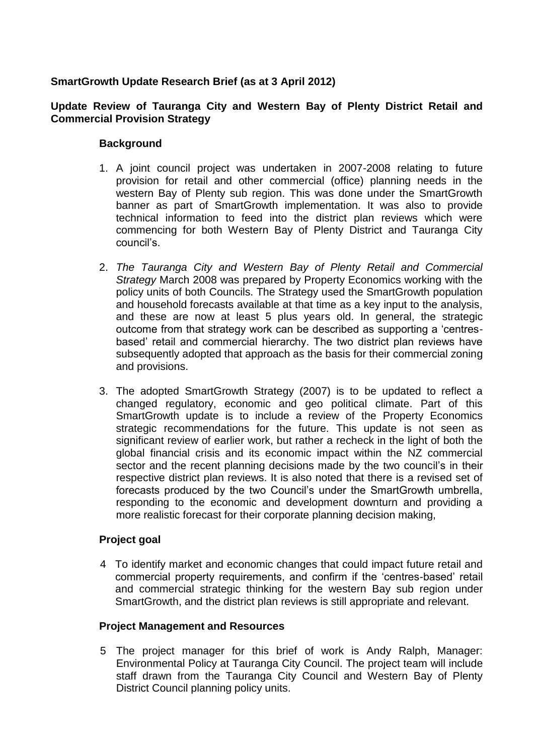**SmartGrowth Update Research Brief (as at 3 April 2012)**

**Update Review of Tauranga City and Western Bay of Plenty District Retail and Commercial Provision Strategy**

### Background

1. A joint council project was undertaken in 2007-2008 relating to future provision for retail and other commercial (office) planning needs in the western Bay of Plenty sub region. This was done under the SmartGrowth banner as part of SmartGrowth implementation. It was also to provide technical information to feed into the district plan reviews which were commencing for both Western Bay of Plenty District and Tauranga City council's.

2. *The Tauranga City and Western Bay of Plenty Retail and Commercial Strategy* March 2008 was prepared by Property Economics working with the policy units of both Councils. The Strategy used the SmartGrowth population and household forecasts available at that time as a key input to the analysis, and these are now at least 5 plus years old. In general, the strategic outcome from that strategy work can be described as supporting a 'centres-based' retail and commercial hierarchy. The two district plan reviews have subsequently adopted that approach as the basis for their commercial zoning and provisions.

3. The adopted SmartGrowth Strategy (2007) is to be updated to reflect a changed regulatory, economic and geo political climate. Part of this SmartGrowth update is to include a review of the Property Economics strategic recommendations for the future. This update is not seen as significant review of earlier work, but rather a recheck in the light of both the global financial crisis and its economic impact within the NZ commercial sector and the recent planning decisions made by the two council's in their respective district plan reviews. It is also noted that there is a revised set of forecasts produced by the two Council's under the SmartGrowth umbrella, responding to the economic and development downturn and providing a more realistic forecast for their corporate planning decision making,

### Project goal

4 To identify market and economic changes that could impact future retail and commercial property requirements, and confirm if the 'centres-based' retail and commercial strategic thinking for the western Bay sub region under SmartGrowth, and the district plan reviews is still appropriate and relevant.

### Project Management and Resources

5 The project manager for this brief of work is Andy Ralph, Manager: Environmental Policy at Tauranga City Council. The project team will include staff drawn from the Tauranga City Council and Western Bay of Plenty District Council planning policy units.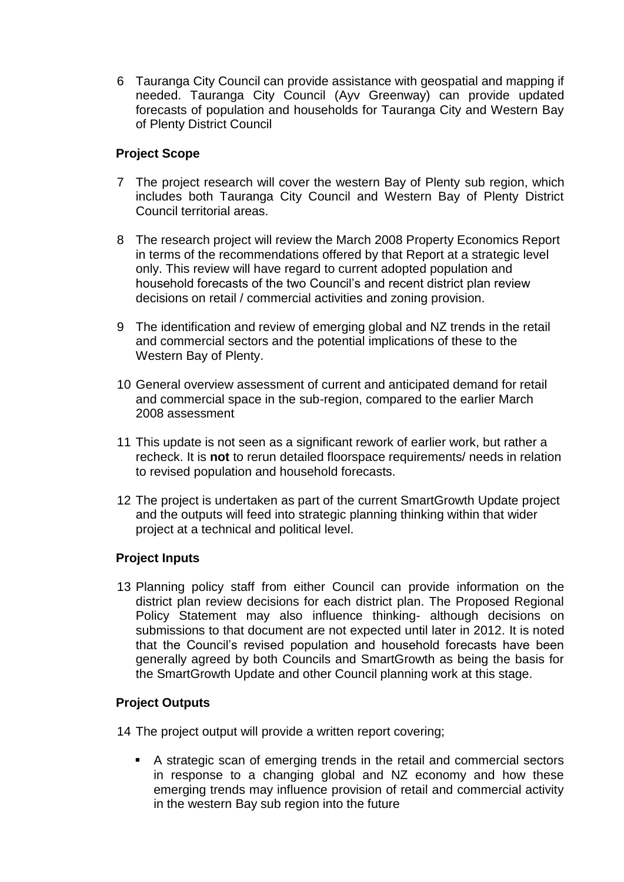6 Tauranga City Council can provide assistance with geospatial and mapping if needed. Tauranga City Council (Ayv Greenway) can provide updated forecasts of population and households for Tauranga City and Western Bay of Plenty District Council

## Project Scope

7 The project research will cover the western Bay of Plenty sub region, which includes both Tauranga City Council and Western Bay of Plenty District Council territorial areas.

8 The research project will review the March 2008 Property Economics Report in terms of the recommendations offered by that Report at a strategic level only. This review will have regard to current adopted population and household forecasts of the two Council's and recent district plan review decisions on retail / commercial activities and zoning provision.

9 The identification and review of emerging global and NZ trends in the retail and commercial sectors and the potential implications of these to the Western Bay of Plenty.

10 General overview assessment of current and anticipated demand for retail and commercial space in the sub-region, compared to the earlier March 2008 assessment

11 This update is not seen as a significant rework of earlier work, but rather a recheck. It is **not** to rerun detailed floorspace requirements/ needs in relation to revised population and household forecasts.

12 The project is undertaken as part of the current SmartGrowth Update project and the outputs will feed into strategic planning thinking within that wider project at a technical and political level.

## Project Inputs

13 Planning policy staff from either Council can provide information on the district plan review decisions for each district plan. The Proposed Regional Policy Statement may also influence thinking- although decisions on submissions to that document are not expected until later in 2012. It is noted that the Council's revised population and household forecasts have been generally agreed by both Councils and SmartGrowth as being the basis for the SmartGrowth Update and other Council planning work at this stage.

## Project Outputs

14 The project output will provide a written report covering;

- A strategic scan of emerging trends in the retail and commercial sectors in response to a changing global and NZ economy and how these emerging trends may influence provision of retail and commercial activity in the western Bay sub region into the future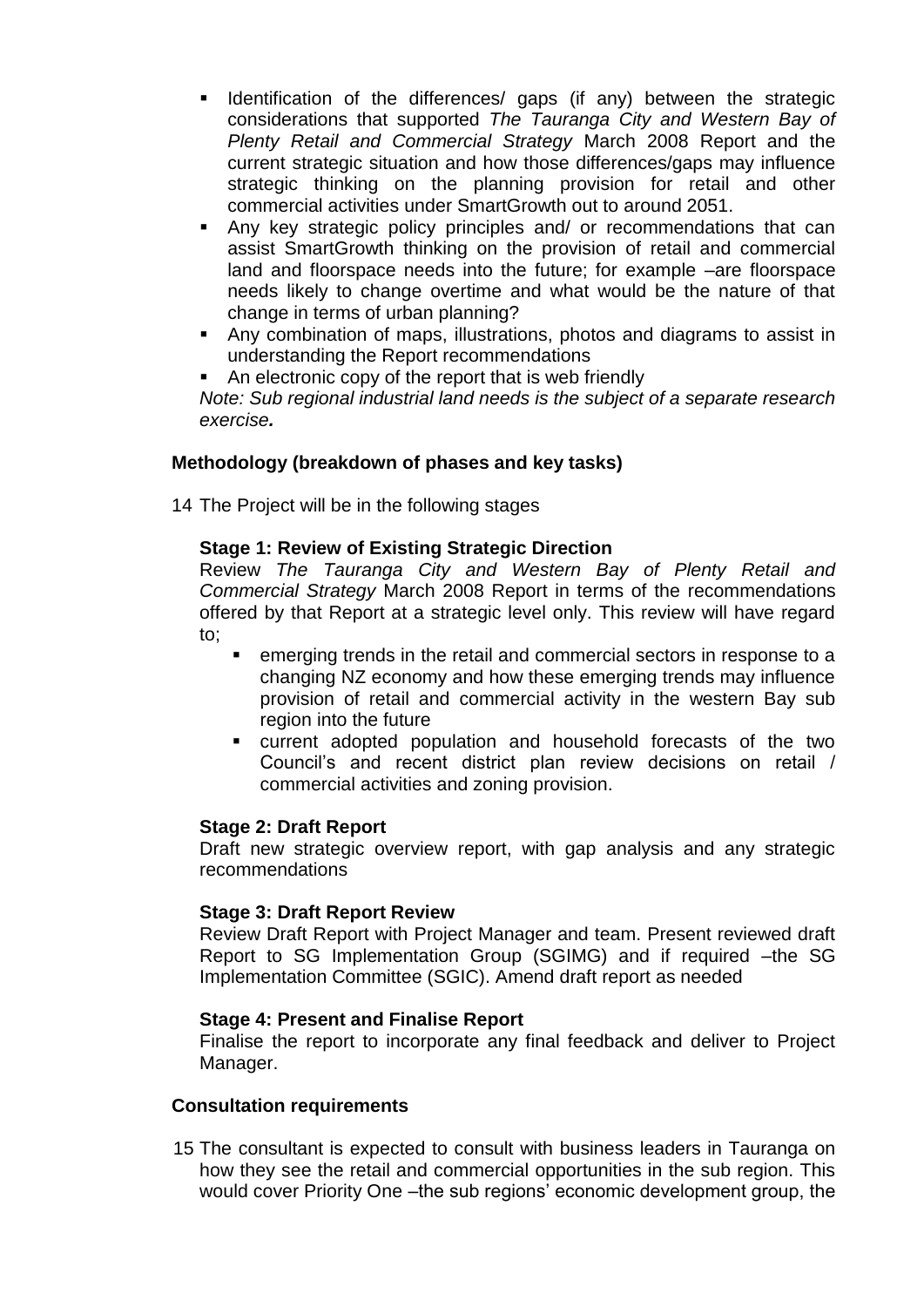- Identification of the differences/ gaps (if any) between the strategic considerations that supported *The Tauranga City and Western Bay of Plenty Retail and Commercial Strategy* March 2008 Report and the current strategic situation and how those differences/gaps may influence strategic thinking on the planning provision for retail and other commercial activities under SmartGrowth out to around 2051.
- Any key strategic policy principles and/ or recommendations that can assist SmartGrowth thinking on the provision of retail and commercial land and floorspace needs into the future; for example –are floorspace needs likely to change overtime and what would be the nature of that change in terms of urban planning?
- Any combination of maps, illustrations, photos and diagrams to assist in understanding the Report recommendations
- An electronic copy of the report that is web friendly

*Note: Sub regional industrial land needs is the subject of a separate research exercise.*

**Methodology (breakdown of phases and key tasks)**

14 The Project will be in the following stages

**Stage 1: Review of Existing Strategic Direction**

Review *The Tauranga City and Western Bay of Plenty Retail and Commercial Strategy* March 2008 Report in terms of the recommendations offered by that Report at a strategic level only. This review will have regard to;

- emerging trends in the retail and commercial sectors in response to a changing NZ economy and how these emerging trends may influence provision of retail and commercial activity in the western Bay sub region into the future
- current adopted population and household forecasts of the two Council's and recent district plan review decisions on retail / commercial activities and zoning provision.

**Stage 2: Draft Report**

Draft new strategic overview report, with gap analysis and any strategic recommendations

**Stage 3: Draft Report Review**

Review Draft Report with Project Manager and team. Present reviewed draft Report to SG Implementation Group (SGIMG) and if required –the SG Implementation Committee (SGIC). Amend draft report as needed

**Stage 4: Present and Finalise Report**

Finalise the report to incorporate any final feedback and deliver to Project Manager.

**Consultation requirements**

15 The consultant is expected to consult with business leaders in Tauranga on how they see the retail and commercial opportunities in the sub region. This would cover Priority One –the sub regions' economic development group, the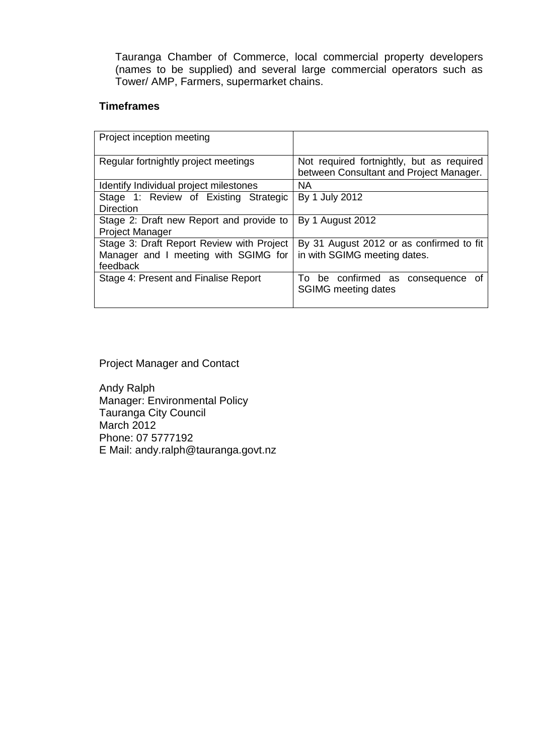Tauranga Chamber of Commerce, local commercial property developers (names to be supplied) and several large commercial operators such as Tower/ AMP, Farmers, supermarket chains.

**Timeframes**

| | |
|---|---|
| Project inception meeting | |
| Regular fortnightly project meetings | Not required fortnightly, but as required between Consultant and Project Manager. |
| Identify Individual project milestones | NA |
| Stage 1: Review of Existing Strategic Direction | By 1 July 2012 |
| Stage 2: Draft new Report and provide to Project Manager | By 1 August 2012 |
| Stage 3: Draft Report Review with Project Manager and I meeting with SGIMG for feedback | By 31 August 2012 or as confirmed to fit in with SGIMG meeting dates. |
| Stage 4: Present and Finalise Report | To be confirmed as consequence of SGIMG meeting dates |

Project Manager and Contact

Andy Ralph
Manager: Environmental Policy
Tauranga City Council
March 2012
Phone: 07 5777192
E Mail: andy.ralph@tauranga.govt.nz